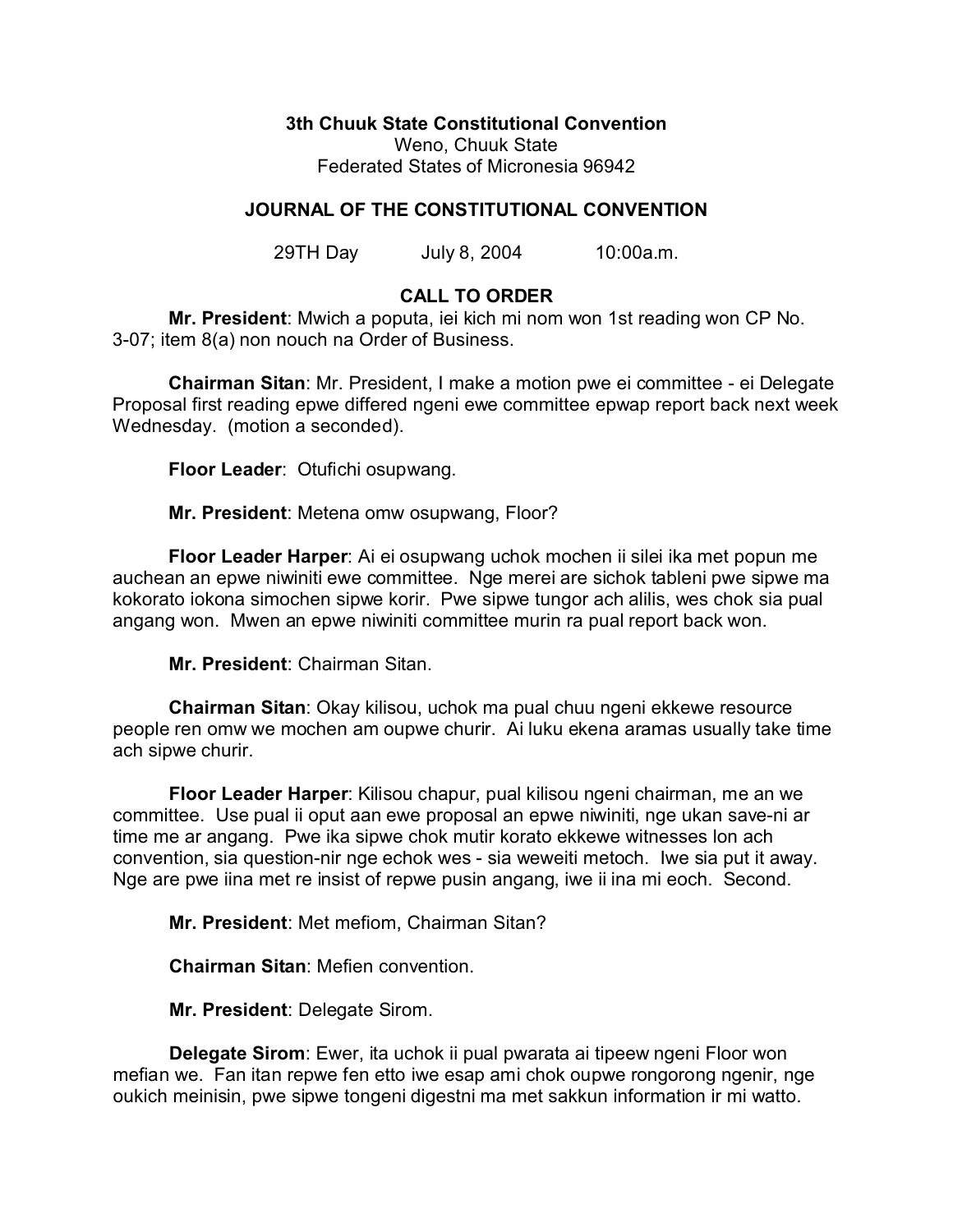**3th Chuuk State Constitutional Convention**
Weno, Chuuk State
Federated States of Micronesia 96942

**JOURNAL OF THE CONSTITUTIONAL CONVENTION**

29TH Day July 8, 2004 10:00a.m.

**CALL TO ORDER**

**Mr. President**: Mwich a poputa, iei kich mi nom won 1st reading won CP No. 3-07; item 8(a) non nouch na Order of Business.

**Chairman Sitan**: Mr. President, I make a motion pwe ei committee - ei Delegate Proposal first reading epwe differed ngeni ewe committee epwap report back next week Wednesday. (motion a seconded).

**Floor Leader**: Otufichi osupwang.

**Mr. President**: Metena omw osupwang, Floor?

**Floor Leader Harper**: Ai ei osupwang uchok mochen ii silei ika met popun me auchean an epwe niwiniti ewe committee. Nge merei are sichok tableni pwe sipwe ma kokorato iokona simochen sipwe korir. Pwe sipwe tungor ach alilis, wes chok sia pual angang won. Mwen an epwe niwiniti committee murin ra pual report back won.

**Mr. President**: Chairman Sitan.

**Chairman Sitan**: Okay kilisou, uchok ma pual chuu ngeni ekkewe resource people ren omw we mochen am oupwe churir. Ai luku ekena aramas usually take time ach sipwe churir.

**Floor Leader Harper**: Kilisou chapur, pual kilisou ngeni chairman, me an we committee. Use pual ii oput aan ewe proposal an epwe niwiniti, nge ukan save-ni ar time me ar angang. Pwe ika sipwe chok mutir korato ekkewe witnesses lon ach convention, sia question-nir nge echok wes - sia weweiti metoch. Iwe sia put it away. Nge are pwe iina met re insist of repwe pusin angang, iwe ii ina mi eoch. Second.

**Mr. President**: Met mefiom, Chairman Sitan?

**Chairman Sitan**: Mefien convention.

**Mr. President**: Delegate Sirom.

**Delegate Sirom**: Ewer, ita uchok ii pual pwarata ai tipeew ngeni Floor won mefian we. Fan itan repwe fen etto iwe esap ami chok oupwe rongorong ngenir, nge oukich meinisin, pwe sipwe tongeni digestni ma met sakkun information ir mi watto.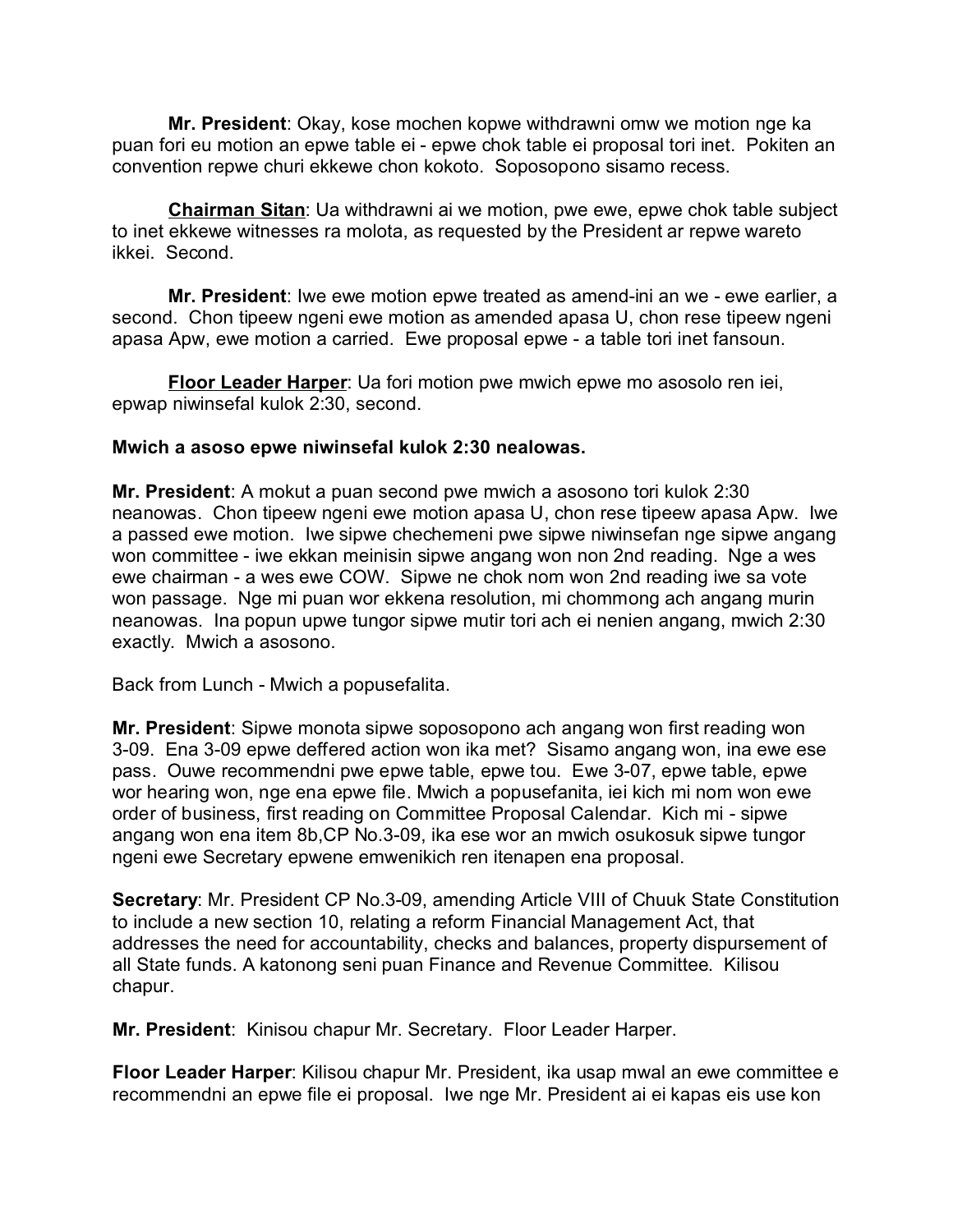**Mr. President**: Okay, kose mochen kopwe withdrawni omw we motion nge ka puan fori eu motion an epwe table ei - epwe chok table ei proposal tori inet. Pokiten an convention repwe churi ekkewe chon kokoto. Soposopono sisamo recess.

**Chairman Sitan**: Ua withdrawni ai we motion, pwe ewe, epwe chok table subject to inet ekkewe witnesses ra molota, as requested by the President ar repwe wareto ikkei. Second.

**Mr. President**: Iwe ewe motion epwe treated as amend-ini an we - ewe earlier, a second. Chon tipeew ngeni ewe motion as amended apasa U, chon rese tipeew ngeni apasa Apw, ewe motion a carried. Ewe proposal epwe - a table tori inet fansoun.

**Floor Leader Harper**: Ua fori motion pwe mwich epwe mo asosolo ren iei, epwap niwinsefal kulok 2:30, second.

**Mwich a asoso epwe niwinsefal kulok 2:30 nealowas.**

**Mr. President**: A mokut a puan second pwe mwich a asosono tori kulok 2:30 neanowas. Chon tipeew ngeni ewe motion apasa U, chon rese tipeew apasa Apw. Iwe a passed ewe motion. Iwe sipwe chechemeni pwe sipwe niwinsefan nge sipwe angang won committee - iwe ekkan meinisin sipwe angang won non 2nd reading. Nge a wes ewe chairman - a wes ewe COW. Sipwe ne chok nom won 2nd reading iwe sa vote won passage. Nge mi puan wor ekkena resolution, mi chommong ach angang murin neanowas. Ina popun upwe tungor sipwe mutir tori ach ei nenien angang, mwich 2:30 exactly. Mwich a asosono.

Back from Lunch - Mwich a popusefalita.

**Mr. President**: Sipwe monota sipwe soposopono ach angang won first reading won 3-09. Ena 3-09 epwe deffered action won ika met? Sisamo angang won, ina ewe ese pass. Ouwe recommendni pwe epwe table, epwe tou. Ewe 3-07, epwe table, epwe wor hearing won, nge ena epwe file. Mwich a popusefanita, iei kich mi nom won ewe order of business, first reading on Committee Proposal Calendar. Kich mi - sipwe angang won ena item 8b,CP No.3-09, ika ese wor an mwich osukosuk sipwe tungor ngeni ewe Secretary epwene emwenikich ren itenapen ena proposal.

**Secretary**: Mr. President CP No.3-09, amending Article VIII of Chuuk State Constitution to include a new section 10, relating a reform Financial Management Act, that addresses the need for accountability, checks and balances, property dispursement of all State funds. A katonong seni puan Finance and Revenue Committee. Kilisou chapur.

**Mr. President**: Kinisou chapur Mr. Secretary. Floor Leader Harper.

**Floor Leader Harper**: Kilisou chapur Mr. President, ika usap mwal an ewe committee e recommendni an epwe file ei proposal. Iwe nge Mr. President ai ei kapas eis use kon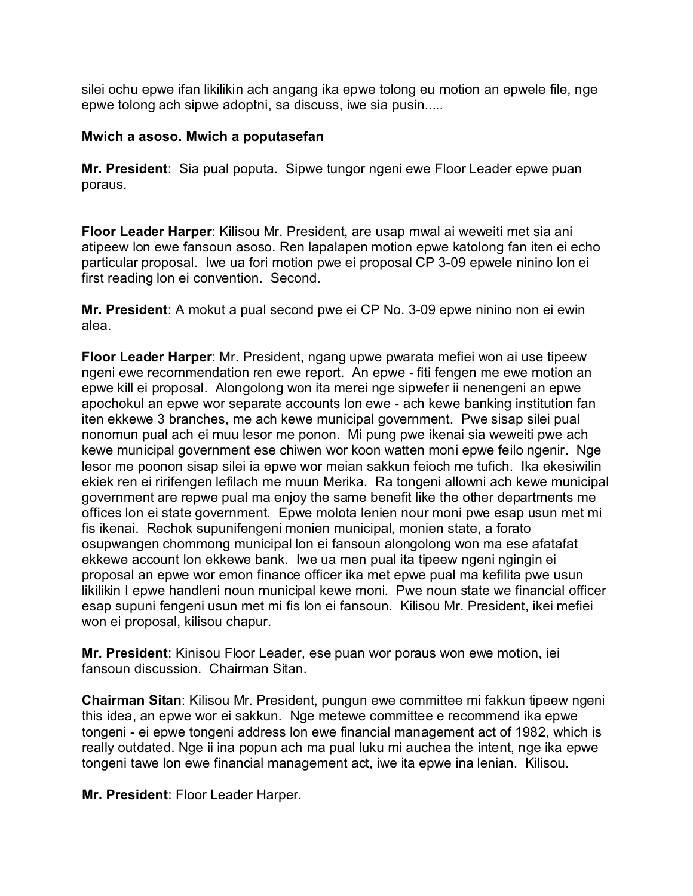silei ochu epwe ifan likilikin ach angang ika epwe tolong eu motion an epwele file, nge epwe tolong ach sipwe adoptni, sa discuss, iwe sia pusin.....

**Mwich a asoso. Mwich a poputasefan**

**Mr. President**: Sia pual poputa. Sipwe tungor ngeni ewe Floor Leader epwe puan poraus.

**Floor Leader Harper**: Kilisou Mr. President, are usap mwal ai weweiti met sia ani atipeew lon ewe fansoun asoso. Ren lapalapen motion epwe katolong fan iten ei echo particular proposal. Iwe ua fori motion pwe ei proposal CP 3-09 epwele ninino lon ei first reading lon ei convention. Second.

**Mr. President**: A mokut a pual second pwe ei CP No. 3-09 epwe ninino non ei ewin alea.

**Floor Leader Harper**: Mr. President, ngang upwe pwarata mefiei won ai use tipeew ngeni ewe recommendation ren ewe report. An epwe - fiti fengen me ewe motion an epwe kill ei proposal. Alongolong won ita merei nge sipwefer ii nenengeni an epwe apochokul an epwe wor separate accounts lon ewe - ach kewe banking institution fan iten ekkewe 3 branches, me ach kewe municipal government. Pwe sisap silei pual nonomun pual ach ei muu lesor me ponon. Mi pung pwe ikenai sia weweiti pwe ach kewe municipal government ese chiwen wor koon watten moni epwe feilo ngenir. Nge lesor me poonon sisap silei ia epwe wor meian sakkun feioch me tufich. Ika ekesiwilin ekiek ren ei ririfengen lefilach me muun Merika. Ra tongeni allowni ach kewe municipal government are repwe pual ma enjoy the same benefit like the other departments me offices lon ei state government. Epwe molota lenien nour moni pwe esap usun met mi fis ikenai. Rechok supunifengeni monien municipal, monien state, a forato osupwangen chommong municipal lon ei fansoun alongolong won ma ese afatafat ekkewe account lon ekkewe bank. Iwe ua men pual ita tipeew ngeni ngingin ei proposal an epwe wor emon finance officer ika met epwe pual ma kefilita pwe usun likilikin I epwe handleni noun municipal kewe moni. Pwe noun state we financial officer esap supuni fengeni usun met mi fis lon ei fansoun. Kilisou Mr. President, ikei mefiei won ei proposal, kilisou chapur.

**Mr. President**: Kinisou Floor Leader, ese puan wor poraus won ewe motion, iei fansoun discussion. Chairman Sitan.

**Chairman Sitan**: Kilisou Mr. President, pungun ewe committee mi fakkun tipeew ngeni this idea, an epwe wor ei sakkun. Nge metewe committee e recommend ika epwe tongeni - ei epwe tongeni address lon ewe financial management act of 1982, which is really outdated. Nge ii ina popun ach ma pual luku mi auchea the intent, nge ika epwe tongeni tawe lon ewe financial management act, iwe ita epwe ina lenian. Kilisou.

**Mr. President**: Floor Leader Harper.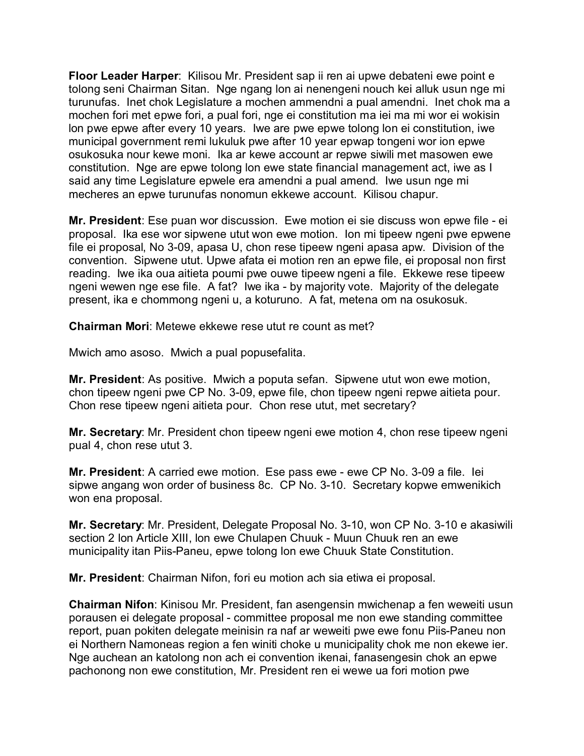**Floor Leader Harper**: Kilisou Mr. President sap ii ren ai upwe debateni ewe point e tolong seni Chairman Sitan. Nge ngang lon ai nenengeni nouch kei alluk usun nge mi turunufas. Inet chok Legislature a mochen ammendni a pual amendni. Inet chok ma a mochen fori met epwe fori, a pual fori, nge ei constitution ma iei ma mi wor ei wokisin lon pwe epwe after every 10 years. Iwe are pwe epwe tolong lon ei constitution, iwe municipal government remi lukuluk pwe after 10 year epwap tongeni wor ion epwe osukosuka nour kewe moni. Ika ar kewe account ar repwe siwili met masowen ewe constitution. Nge are epwe tolong lon ewe state financial management act, iwe as I said any time Legislature epwele era amendni a pual amend. Iwe usun nge mi mecheres an epwe turunufas nonomun ekkewe account. Kilisou chapur.

**Mr. President**: Ese puan wor discussion. Ewe motion ei sie discuss won epwe file - ei proposal. Ika ese wor sipwene utut won ewe motion. Ion mi tipeew ngeni pwe epwene file ei proposal, No 3-09, apasa U, chon rese tipeew ngeni apasa apw. Division of the convention. Sipwene utut. Upwe afata ei motion ren an epwe file, ei proposal non first reading. Iwe ika oua aitieta poumi pwe ouwe tipeew ngeni a file. Ekkewe rese tipeew ngeni wewen nge ese file. A fat? Iwe ika - by majority vote. Majority of the delegate present, ika e chommong ngeni u, a koturuno. A fat, metena om na osukosuk.

**Chairman Mori**: Metewe ekkewe rese utut re count as met?

Mwich amo asoso. Mwich a pual popusefalita.

**Mr. President**: As positive. Mwich a poputa sefan. Sipwene utut won ewe motion, chon tipeew ngeni pwe CP No. 3-09, epwe file, chon tipeew ngeni repwe aitieta pour. Chon rese tipeew ngeni aitieta pour. Chon rese utut, met secretary?

**Mr. Secretary**: Mr. President chon tipeew ngeni ewe motion 4, chon rese tipeew ngeni pual 4, chon rese utut 3.

**Mr. President**: A carried ewe motion. Ese pass ewe - ewe CP No. 3-09 a file. Iei sipwe angang won order of business 8c. CP No. 3-10. Secretary kopwe emwenikich won ena proposal.

**Mr. Secretary**: Mr. President, Delegate Proposal No. 3-10, won CP No. 3-10 e akasiwili section 2 lon Article XIII, lon ewe Chulapen Chuuk - Muun Chuuk ren an ewe municipality itan Piis-Paneu, epwe tolong lon ewe Chuuk State Constitution.

**Mr. President**: Chairman Nifon, fori eu motion ach sia etiwa ei proposal.

**Chairman Nifon**: Kinisou Mr. President, fan asengensin mwichenap a fen weweiti usun porausen ei delegate proposal - committee proposal me non ewe standing committee report, puan pokiten delegate meinisin ra naf ar weweiti pwe ewe fonu Piis-Paneu non ei Northern Namoneas region a fen winiti choke u municipality chok me non ekewe ier. Nge auchean an katolong non ach ei convention ikenai, fanasengesin chok an epwe pachonong non ewe constitution, Mr. President ren ei wewe ua fori motion pwe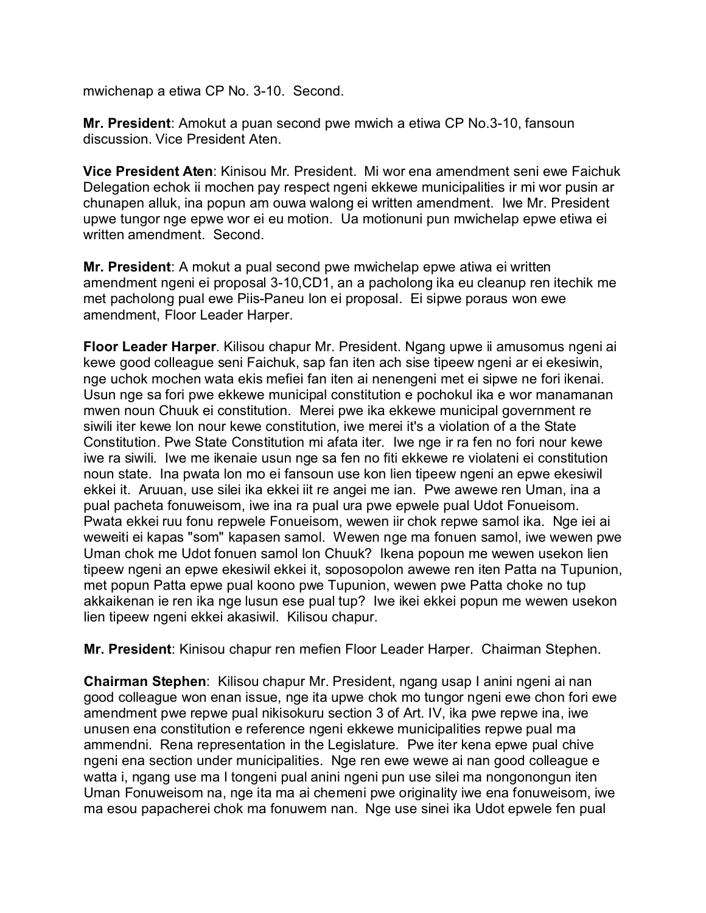mwichenap a etiwa CP No. 3-10. Second.

**Mr. President**: Amokut a puan second pwe mwich a etiwa CP No.3-10, fansoun discussion. Vice President Aten.

**Vice President Aten**: Kinisou Mr. President. Mi wor ena amendment seni ewe Faichuk Delegation echok ii mochen pay respect ngeni ekkewe municipalities ir mi wor pusin ar chunapen alluk, ina popun am ouwa walong ei written amendment. Iwe Mr. President upwe tungor nge epwe wor ei eu motion. Ua motionuni pun mwichelap epwe etiwa ei written amendment. Second.

**Mr. President**: A mokut a pual second pwe mwichelap epwe atiwa ei written amendment ngeni ei proposal 3-10,CD1, an a pacholong ika eu cleanup ren itechik me met pacholong pual ewe Piis-Paneu lon ei proposal. Ei sipwe poraus won ewe amendment, Floor Leader Harper.

**Floor Leader Harper**. Kilisou chapur Mr. President. Ngang upwe ii amusomus ngeni ai kewe good colleague seni Faichuk, sap fan iten ach sise tipeew ngeni ar ei ekesiwin, nge uchok mochen wata ekis mefiei fan iten ai nenengeni met ei sipwe ne fori ikenai. Usun nge sa fori pwe ekkewe municipal constitution e pochokul ika e wor manamanan mwen noun Chuuk ei constitution. Merei pwe ika ekkewe municipal government re siwili iter kewe lon nour kewe constitution, iwe merei it's a violation of a the State Constitution. Pwe State Constitution mi afata iter. Iwe nge ir ra fen no fori nour kewe iwe ra siwili. Iwe me ikenaie usun nge sa fen no fiti ekkewe re violateni ei constitution noun state. Ina pwata lon mo ei fansoun use kon lien tipeew ngeni an epwe ekesiwil ekkei it. Aruuan, use silei ika ekkei iit re angei me ian. Pwe awewe ren Uman, ina a pual pacheta fonuweisom, iwe ina ra pual ura pwe epwele pual Udot Fonueisom. Pwata ekkei ruu fonu repwele Fonueisom, wewen iir chok repwe samol ika. Nge iei ai weweiti ei kapas "som" kapasen samol. Wewen nge ma fonuen samol, iwe wewen pwe Uman chok me Udot fonuen samol lon Chuuk? Ikena popoun me wewen usekon lien tipeew ngeni an epwe ekesiwil ekkei it, soposopolon awewe ren iten Patta na Tupunion, met popun Patta epwe pual koono pwe Tupunion, wewen pwe Patta choke no tup akkaikenan ie ren ika nge lusun ese pual tup? Iwe ikei ekkei popun me wewen usekon lien tipeew ngeni ekkei akasiwil. Kilisou chapur.

**Mr. President**: Kinisou chapur ren mefien Floor Leader Harper. Chairman Stephen.

**Chairman Stephen**: Kilisou chapur Mr. President, ngang usap I anini ngeni ai nan good colleague won enan issue, nge ita upwe chok mo tungor ngeni ewe chon fori ewe amendment pwe repwe pual nikisokuru section 3 of Art. IV, ika pwe repwe ina, iwe unusen ena constitution e reference ngeni ekkewe municipalities repwe pual ma ammendni. Rena representation in the Legislature. Pwe iter kena epwe pual chive ngeni ena section under municipalities. Nge ren ewe wewe ai nan good colleague e watta i, ngang use ma I tongeni pual anini ngeni pun use silei ma nongonongun iten Uman Fonuweisom na, nge ita ma ai chemeni pwe originality iwe ena fonuweisom, iwe ma esou papacherei chok ma fonuwem nan. Nge use sinei ika Udot epwele fen pual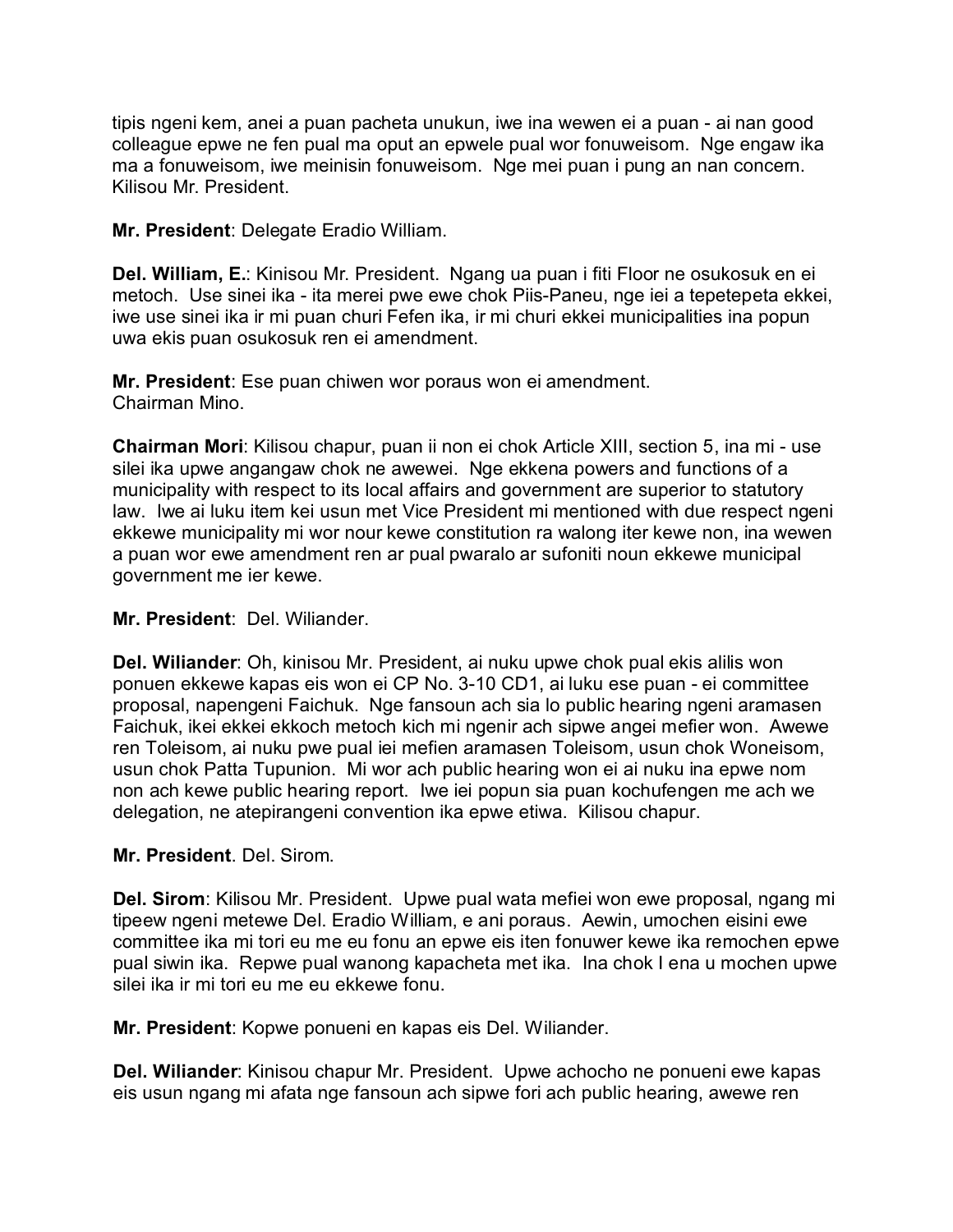tipis ngeni kem, anei a puan pacheta unukun, iwe ina wewen ei a puan - ai nan good colleague epwe ne fen pual ma oput an epwele pual wor fonuweisom. Nge engaw ika ma a fonuweisom, iwe meinisin fonuweisom. Nge mei puan i pung an nan concern. Kilisou Mr. President.

**Mr. President**: Delegate Eradio William.

**Del. William, E.**: Kinisou Mr. President. Ngang ua puan i fiti Floor ne osukosuk en ei metoch. Use sinei ika - ita merei pwe ewe chok Piis-Paneu, nge iei a tepetepeta ekkei, iwe use sinei ika ir mi puan churi Fefen ika, ir mi churi ekkei municipalities ina popun uwa ekis puan osukosuk ren ei amendment.

**Mr. President**: Ese puan chiwen wor poraus won ei amendment.
Chairman Mino.

**Chairman Mori**: Kilisou chapur, puan ii non ei chok Article XIII, section 5, ina mi - use silei ika upwe angangaw chok ne awewei. Nge ekkena powers and functions of a municipality with respect to its local affairs and government are superior to statutory law. Iwe ai luku item kei usun met Vice President mi mentioned with due respect ngeni ekkewe municipality mi wor nour kewe constitution ra walong iter kewe non, ina wewen a puan wor ewe amendment ren ar pual pwaralo ar sufoniti noun ekkewe municipal government me ier kewe.

**Mr. President**: Del. Wiliander.

**Del. Wiliander**: Oh, kinisou Mr. President, ai nuku upwe chok pual ekis alilis won ponuen ekkewe kapas eis won ei CP No. 3-10 CD1, ai luku ese puan - ei committee proposal, napengeni Faichuk. Nge fansoun ach sia lo public hearing ngeni aramasen Faichuk, ikei ekkei ekkoch metoch kich mi ngenir ach sipwe angei mefier won. Awewe ren Toleisom, ai nuku pwe pual iei mefien aramasen Toleisom, usun chok Woneisom, usun chok Patta Tupunion. Mi wor ach public hearing won ei ai nuku ina epwe nom non ach kewe public hearing report. Iwe iei popun sia puan kochufengen me ach we delegation, ne atepirangeni convention ika epwe etiwa. Kilisou chapur.

**Mr. President**. Del. Sirom.

**Del. Sirom**: Kilisou Mr. President. Upwe pual wata mefiei won ewe proposal, ngang mi tipeew ngeni metewe Del. Eradio William, e ani poraus. Aewin, umochen eisini ewe committee ika mi tori eu me eu fonu an epwe eis iten fonuwer kewe ika remochen epwe pual siwin ika. Repwe pual wanong kapacheta met ika. Ina chok I ena u mochen upwe silei ika ir mi tori eu me eu ekkewe fonu.

**Mr. President**: Kopwe ponueni en kapas eis Del. Wiliander.

**Del. Wiliander**: Kinisou chapur Mr. President. Upwe achocho ne ponueni ewe kapas eis usun ngang mi afata nge fansoun ach sipwe fori ach public hearing, awewe ren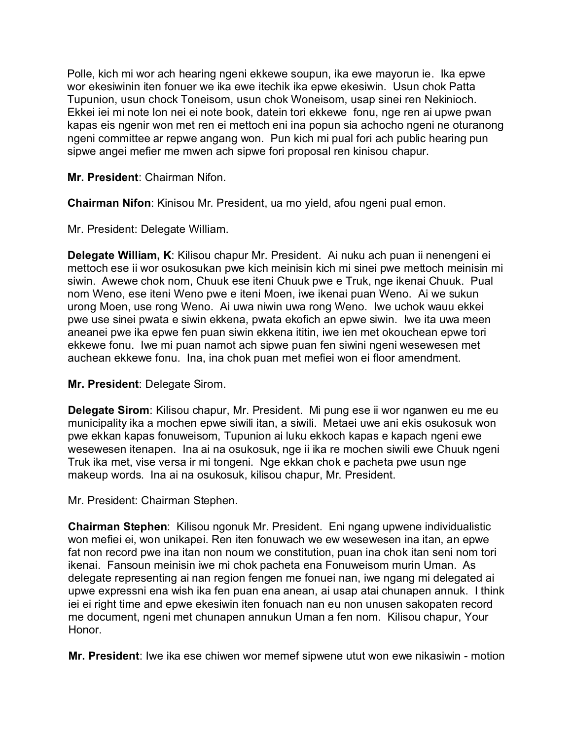Polle, kich mi wor ach hearing ngeni ekkewe soupun, ika ewe mayorun ie. Ika epwe wor ekesiwinin iten fonuer we ika ewe itechik ika epwe ekesiwin. Usun chok Patta Tupunion, usun chock Toneisom, usun chok Woneisom, usap sinei ren Nekinioch. Ekkei iei mi note lon nei ei note book, datein tori ekkewe fonu, nge ren ai upwe pwan kapas eis ngenir won met ren ei mettoch eni ina popun sia achocho ngeni ne oturanong ngeni committee ar repwe angang won. Pun kich mi pual fori ach public hearing pun sipwe angei mefier me mwen ach sipwe fori proposal ren kinisou chapur.

**Mr. President**: Chairman Nifon.

**Chairman Nifon**: Kinisou Mr. President, ua mo yield, afou ngeni pual emon.

Mr. President: Delegate William.

**Delegate William, K**: Kilisou chapur Mr. President. Ai nuku ach puan ii nenengeni ei mettoch ese ii wor osukosukan pwe kich meinisin kich mi sinei pwe mettoch meinisin mi siwin. Awewe chok nom, Chuuk ese iteni Chuuk pwe e Truk, nge ikenai Chuuk. Pual nom Weno, ese iteni Weno pwe e iteni Moen, iwe ikenai puan Weno. Ai we sukun urong Moen, use rong Weno. Ai uwa niwin uwa rong Weno. Iwe uchok wauu ekkei pwe use sinei pwata e siwin ekkena, pwata ekofich an epwe siwin. Iwe ita uwa meen aneanei pwe ika epwe fen puan siwin ekkena ititin, iwe ien met okouchean epwe tori ekkewe fonu. Iwe mi puan namot ach sipwe puan fen siwini ngeni wesewesen met auchean ekkewe fonu. Ina, ina chok puan met mefiei won ei floor amendment.

**Mr. President**: Delegate Sirom.

**Delegate Sirom**: Kilisou chapur, Mr. President. Mi pung ese ii wor nganwen eu me eu municipality ika a mochen epwe siwili itan, a siwili. Metaei uwe ani ekis osukosuk won pwe ekkan kapas fonuweisom, Tupunion ai luku ekkoch kapas e kapach ngeni ewe wesewesen itenapen. Ina ai na osukosuk, nge ii ika re mochen siwili ewe Chuuk ngeni Truk ika met, vise versa ir mi tongeni. Nge ekkan chok e pacheta pwe usun nge makeup words. Ina ai na osukosuk, kilisou chapur, Mr. President.

Mr. President: Chairman Stephen.

**Chairman Stephen**: Kilisou ngonuk Mr. President. Eni ngang upwene individualistic won mefiei ei, won unikapei. Ren iten fonuwach we ew wesewesen ina itan, an epwe fat non record pwe ina itan non noum we constitution, puan ina chok itan seni nom tori ikenai. Fansoun meinisin iwe mi chok pacheta ena Fonuweisom murin Uman. As delegate representing ai nan region fengen me fonuei nan, iwe ngang mi delegated ai upwe expressni ena wish ika fen puan ena anean, ai usap atai chunapen annuk. I think iei ei right time and epwe ekesiwin iten fonuach nan eu non unusen sakopaten record me document, ngeni met chunapen annukun Uman a fen nom. Kilisou chapur, Your Honor.

**Mr. President**: Iwe ika ese chiwen wor memef sipwene utut won ewe nikasiwin - motion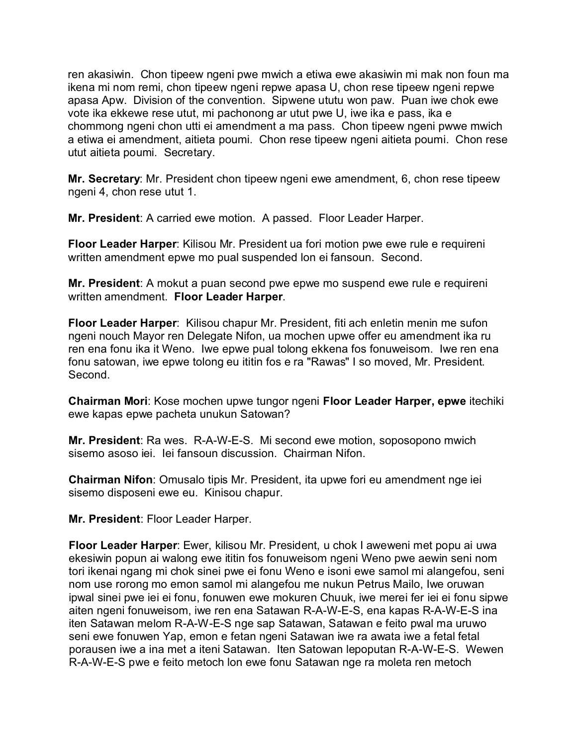ren akasiwin.  Chon tipeew ngeni pwe mwich a etiwa ewe akasiwin mi mak non foun ma ikena mi nom remi, chon tipeew ngeni repwe apasa U, chon rese tipeew ngeni repwe apasa Apw.  Division of the convention.  Sipwene ututu won paw.  Puan iwe chok ewe vote ika ekkewe rese utut, mi pachonong ar utut pwe U, iwe ika e pass, ika e chommong ngeni chon utti ei amendment a ma pass.  Chon tipeew ngeni pwwe mwich a etiwa ei amendment, aitieta poumi.  Chon rese tipeew ngeni aitieta poumi.  Chon rese utut aitieta poumi.  Secretary.

**Mr. Secretary**: Mr. President chon tipeew ngeni ewe amendment, 6, chon rese tipeew ngeni 4, chon rese utut 1.

**Mr. President**: A carried ewe motion.  A passed.  Floor Leader Harper.

**Floor Leader Harper**: Kilisou Mr. President ua fori motion pwe ewe rule e requireni written amendment epwe mo pual suspended lon ei fansoun.  Second.

**Mr. President**: A mokut a puan second pwe epwe mo suspend ewe rule e requireni written amendment.  **Floor Leader Harper**.

**Floor Leader Harper**:  Kilisou chapur Mr. President, fiti ach enletin menin me sufon ngeni nouch Mayor ren Delegate Nifon, ua mochen upwe offer eu amendment ika ru ren ena fonu ika it Weno.  Iwe epwe pual tolong ekkena fos fonuweisom.  Iwe ren ena fonu satowan, iwe epwe tolong eu ititin fos e ra "Rawas" I so moved, Mr. President.  Second.

**Chairman Mori**: Kose mochen upwe tungor ngeni **Floor Leader Harper, epwe** itechiki ewe kapas epwe pacheta unukun Satowan?

**Mr. President**: Ra wes.  R-A-W-E-S.  Mi second ewe motion, soposopono mwich sisemo asoso iei.  Iei fansoun discussion.  Chairman Nifon.

**Chairman Nifon**: Omusalo tipis Mr. President, ita upwe fori eu amendment nge iei sisemo disposeni ewe eu.  Kinisou chapur.

**Mr. President**: Floor Leader Harper.

**Floor Leader Harper**: Ewer, kilisou Mr. President, u chok I aweweni met popu ai uwa ekesiwin popun ai walong ewe ititin fos fonuweisom ngeni Weno pwe aewin seni nom tori ikenai ngang mi chok sinei pwe ei fonu Weno e isoni ewe samol mi alangefou, seni nom use rorong mo emon samol mi alangefou me nukun Petrus Mailo, Iwe oruwan ipwal sinei pwe iei ei fonu, fonuwen ewe mokuren Chuuk, iwe merei fer iei ei fonu sipwe aiten ngeni fonuweisom, iwe ren ena Satawan R-A-W-E-S, ena kapas R-A-W-E-S ina iten Satawan melom R-A-W-E-S nge sap Satawan, Satawan e feito pwal ma uruwo seni ewe fonuwen Yap, emon e fetan ngeni Satawan iwe ra awata iwe a fetal fetal porausen iwe a ina met a iteni Satawan.  Iten Satowan lepoputan R-A-W-E-S.  Wewen R-A-W-E-S pwe e feito metoch lon ewe fonu Satawan nge ra moleta ren metoch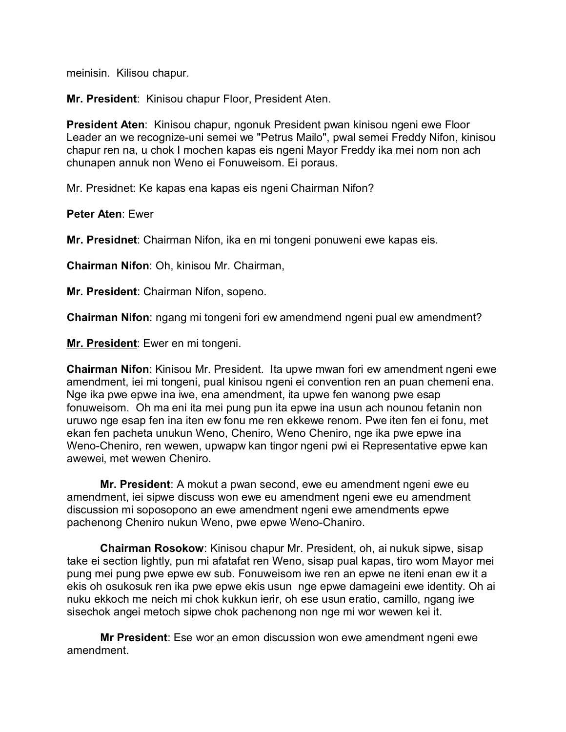meinisin.  Kilisou chapur.

**Mr. President**:  Kinisou chapur Floor, President Aten.

**President Aten**:  Kinisou chapur, ngonuk President pwan kinisou ngeni ewe Floor Leader an we recognize-uni semei we "Petrus Mailo", pwal semei Freddy Nifon, kinisou chapur ren na, u chok I mochen kapas eis ngeni Mayor Freddy ika mei nom non ach chunapen annuk non Weno ei Fonuweisom. Ei poraus.

Mr. Presidnet: Ke kapas ena kapas eis ngeni Chairman Nifon?

**Peter Aten**: Ewer

**Mr. Presidnet**: Chairman Nifon, ika en mi tongeni ponuweni ewe kapas eis.

**Chairman Nifon**: Oh, kinisou Mr. Chairman,

**Mr. President**: Chairman Nifon, sopeno.

**Chairman Nifon**: ngang mi tongeni fori ew amendmend ngeni pual ew amendment?

**Mr. President**: Ewer en mi tongeni.

**Chairman Nifon**: Kinisou Mr. President.  Ita upwe mwan fori ew amendment ngeni ewe amendment, iei mi tongeni, pual kinisou ngeni ei convention ren an puan chemeni ena. Nge ika pwe epwe ina iwe, ena amendment, ita upwe fen wanong pwe esap fonuweisom.  Oh ma eni ita mei pung pun ita epwe ina usun ach nounou fetanin non uruwo nge esap fen ina iten ew fonu me ren ekkewe renom. Pwe iten fen ei fonu, met ekan fen pacheta unukun Weno, Cheniro, Weno Cheniro, nge ika pwe epwe ina Weno-Cheniro, ren wewen, upwapw kan tingor ngeni pwi ei Representative epwe kan awewei, met wewen Cheniro.

**Mr. President**: A mokut a pwan second, ewe eu amendment ngeni ewe eu amendment, iei sipwe discuss won ewe eu amendment ngeni ewe eu amendment discussion mi soposopono an ewe amendment ngeni ewe amendments epwe pachenong Cheniro nukun Weno, pwe epwe Weno-Chaniro.

**Chairman Rosokow**: Kinisou chapur Mr. President, oh, ai nukuk sipwe, sisap take ei section lightly, pun mi afatafat ren Weno, sisap pual kapas, tiro wom Mayor mei pung mei pung pwe epwe ew sub. Fonuweisom iwe ren an epwe ne iteni enan ew it a ekis oh osukosuk ren ika pwe epwe ekis usun  nge epwe damageini ewe identity. Oh ai nuku ekkoch me neich mi chok kukkun ierir, oh ese usun eratio, camillo, ngang iwe sisechok angei metoch sipwe chok pachenong non nge mi wor wewen kei it.

**Mr President**: Ese wor an emon discussion won ewe amendment ngeni ewe amendment.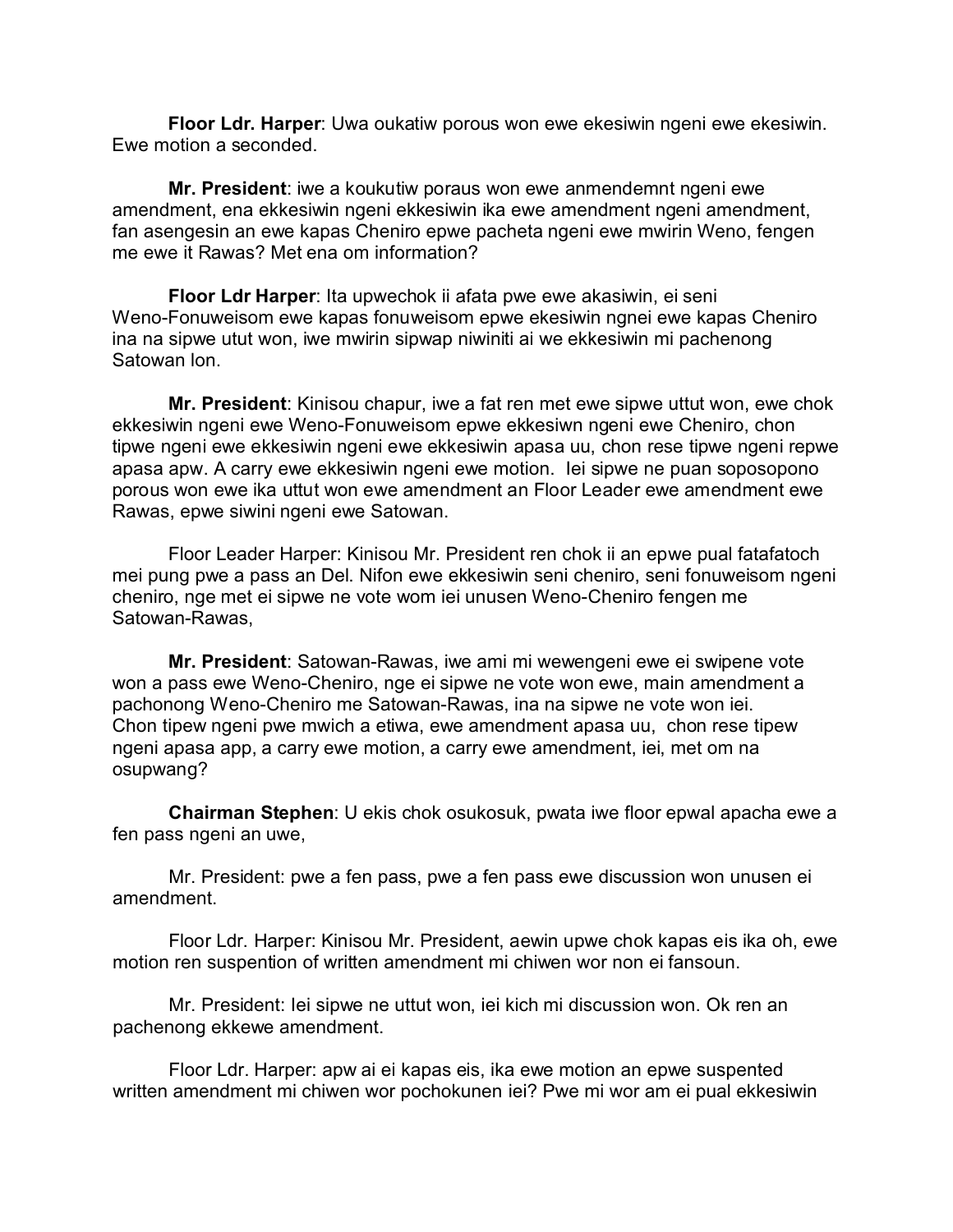**Floor Ldr. Harper**: Uwa oukatiw porous won ewe ekesiwin ngeni ewe ekesiwin. Ewe motion a seconded.

**Mr. President**: iwe a koukutiw poraus won ewe anmendemnt ngeni ewe amendment, ena ekkesiwin ngeni ekkesiwin ika ewe amendment ngeni amendment, fan asengesin an ewe kapas Cheniro epwe pacheta ngeni ewe mwirin Weno, fengen me ewe it Rawas? Met ena om information?

**Floor Ldr Harper**: Ita upwechok ii afata pwe ewe akasiwin, ei seni Weno-Fonuweisom ewe kapas fonuweisom epwe ekesiwin ngnei ewe kapas Cheniro ina na sipwe utut won, iwe mwirin sipwap niwiniti ai we ekkesiwin mi pachenong Satowan lon.

**Mr. President**: Kinisou chapur, iwe a fat ren met ewe sipwe uttut won, ewe chok ekkesiwin ngeni ewe Weno-Fonuweisom epwe ekkesiwn ngeni ewe Cheniro, chon tipwe ngeni ewe ekkesiwin ngeni ewe ekkesiwin apasa uu, chon rese tipwe ngeni repwe apasa apw. A carry ewe ekkesiwin ngeni ewe motion. Iei sipwe ne puan soposopono porous won ewe ika uttut won ewe amendment an Floor Leader ewe amendment ewe Rawas, epwe siwini ngeni ewe Satowan.

Floor Leader Harper: Kinisou Mr. President ren chok ii an epwe pual fatafatoch mei pung pwe a pass an Del. Nifon ewe ekkesiwin seni cheniro, seni fonuweisom ngeni cheniro, nge met ei sipwe ne vote wom iei unusen Weno-Cheniro fengen me Satowan-Rawas,

**Mr. President**: Satowan-Rawas, iwe ami mi wewengeni ewe ei swipene vote won a pass ewe Weno-Cheniro, nge ei sipwe ne vote won ewe, main amendment a pachonong Weno-Cheniro me Satowan-Rawas, ina na sipwe ne vote won iei. Chon tipew ngeni pwe mwich a etiwa, ewe amendment apasa uu, chon rese tipew ngeni apasa app, a carry ewe motion, a carry ewe amendment, iei, met om na osupwang?

**Chairman Stephen**: U ekis chok osukosuk, pwata iwe floor epwal apacha ewe a fen pass ngeni an uwe,

Mr. President: pwe a fen pass, pwe a fen pass ewe discussion won unusen ei amendment.

Floor Ldr. Harper: Kinisou Mr. President, aewin upwe chok kapas eis ika oh, ewe motion ren suspention of written amendment mi chiwen wor non ei fansoun.

Mr. President: Iei sipwe ne uttut won, iei kich mi discussion won. Ok ren an pachenong ekkewe amendment.

Floor Ldr. Harper: apw ai ei kapas eis, ika ewe motion an epwe suspented written amendment mi chiwen wor pochokunen iei? Pwe mi wor am ei pual ekkesiwin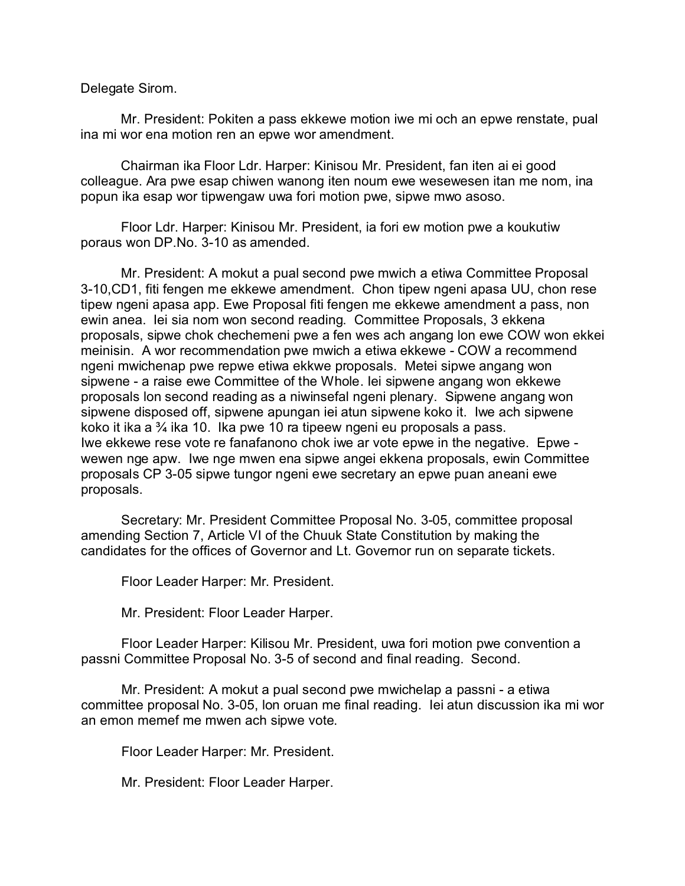Delegate Sirom.

Mr. President: Pokiten a pass ekkewe motion iwe mi och an epwe renstate, pual ina mi wor ena motion ren an epwe wor amendment.

Chairman ika Floor Ldr. Harper: Kinisou Mr. President, fan iten ai ei good colleague. Ara pwe esap chiwen wanong iten noum ewe wesewesen itan me nom, ina popun ika esap wor tipwengaw uwa fori motion pwe, sipwe mwo asoso.

Floor Ldr. Harper: Kinisou Mr. President, ia fori ew motion pwe a koukutiw poraus won DP.No. 3-10 as amended.

Mr. President: A mokut a pual second pwe mwich a etiwa Committee Proposal 3-10,CD1, fiti fengen me ekkewe amendment. Chon tipew ngeni apasa UU, chon rese tipew ngeni apasa app. Ewe Proposal fiti fengen me ekkewe amendment a pass, non ewin anea. Iei sia nom won second reading. Committee Proposals, 3 ekkena proposals, sipwe chok chechemeni pwe a fen wes ach angang lon ewe COW won ekkei meinisin. A wor recommendation pwe mwich a etiwa ekkewe - COW a recommend ngeni mwichenap pwe repwe etiwa ekkwe proposals. Metei sipwe angang won sipwene - a raise ewe Committee of the Whole. Iei sipwene angang won ekkewe proposals lon second reading as a niwinsefal ngeni plenary. Sipwene angang won sipwene disposed off, sipwene apungan iei atun sipwene koko it. Iwe ach sipwene koko it ika a ¾ ika 10. Ika pwe 10 ra tipeew ngeni eu proposals a pass. Iwe ekkewe rese vote re fanafanono chok iwe ar vote epwe in the negative. Epwe - wewen nge apw. Iwe nge mwen ena sipwe angei ekkena proposals, ewin Committee proposals CP 3-05 sipwe tungor ngeni ewe secretary an epwe puan aneani ewe proposals.

Secretary: Mr. President Committee Proposal No. 3-05, committee proposal amending Section 7, Article VI of the Chuuk State Constitution by making the candidates for the offices of Governor and Lt. Governor run on separate tickets.

Floor Leader Harper: Mr. President.

Mr. President: Floor Leader Harper.

Floor Leader Harper: Kilisou Mr. President, uwa fori motion pwe convention a passni Committee Proposal No. 3-5 of second and final reading. Second.

Mr. President: A mokut a pual second pwe mwichelap a passni - a etiwa committee proposal No. 3-05, lon oruan me final reading. Iei atun discussion ika mi wor an emon memef me mwen ach sipwe vote.

Floor Leader Harper: Mr. President.

Mr. President: Floor Leader Harper.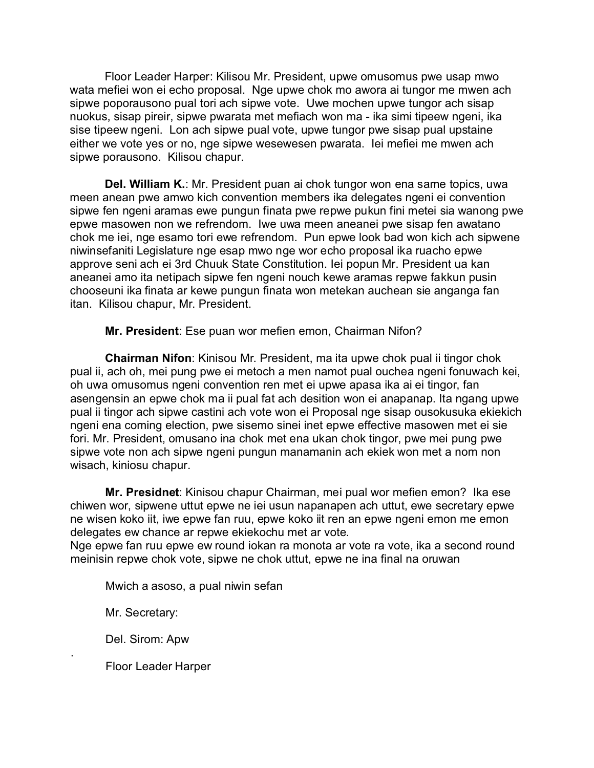Floor Leader Harper: Kilisou Mr. President, upwe omusomus pwe usap mwo wata mefiei won ei echo proposal. Nge upwe chok mo awora ai tungor me mwen ach sipwe poporausono pual tori ach sipwe vote. Uwe mochen upwe tungor ach sisap nuokus, sisap pireir, sipwe pwarata met mefiach won ma - ika simi tipeew ngeni, ika sise tipeew ngeni. Lon ach sipwe pual vote, upwe tungor pwe sisap pual upstaine either we vote yes or no, nge sipwe wesewesen pwarata. Iei mefiei me mwen ach sipwe porausono. Kilisou chapur.

**Del. William K.**: Mr. President puan ai chok tungor won ena same topics, uwa meen anean pwe amwo kich convention members ika delegates ngeni ei convention sipwe fen ngeni aramas ewe pungun finata pwe repwe pukun fini metei sia wanong pwe epwe masowen non we refrendom. Iwe uwa meen aneanei pwe sisap fen awatano chok me iei, nge esamo tori ewe refrendom. Pun epwe look bad won kich ach sipwene niwinsefaniti Legislature nge esap mwo nge wor echo proposal ika ruacho epwe approve seni ach ei 3rd Chuuk State Constitution. Iei popun Mr. President ua kan aneanei amo ita netipach sipwe fen ngeni nouch kewe aramas repwe fakkun pusin chooseuni ika finata ar kewe pungun finata won metekan auchean sie anganga fan itan. Kilisou chapur, Mr. President.

**Mr. President**: Ese puan wor mefien emon, Chairman Nifon?

**Chairman Nifon**: Kinisou Mr. President, ma ita upwe chok pual ii tingor chok pual ii, ach oh, mei pung pwe ei metoch a men namot pual ouchea ngeni fonuwach kei, oh uwa omusomus ngeni convention ren met ei upwe apasa ika ai ei tingor, fan asengensin an epwe chok ma ii pual fat ach desition won ei anapanap. Ita ngang upwe pual ii tingor ach sipwe castini ach vote won ei Proposal nge sisap ousokusuka ekiekich ngeni ena coming election, pwe sisemo sinei inet epwe effective masowen met ei sie fori. Mr. President, omusano ina chok met ena ukan chok tingor, pwe mei pung pwe sipwe vote non ach sipwe ngeni pungun manamanin ach ekiek won met a nom non wisach, kiniosu chapur.

**Mr. Presidnet**: Kinisou chapur Chairman, mei pual wor mefien emon? Ika ese chiwen wor, sipwene uttut epwe ne ieii usun napanapen ach uttut, ewe secretary epwe ne wisen koko iit, iwe epwe fan ruu, epwe koko iit ren an epwe ngeni emon me emon delegates ew chance ar repwe ekiekochu met ar vote.
Nge epwe fan ruu epwe ew round iokan ra monota ar vote ra vote, ika a second round meinisin repwe chok vote, sipwe ne chok uttut, epwe ne ina final na oruwan

Mwich a asoso, a pual niwin sefan

Mr. Secretary:

Del. Sirom: Apw

.

Floor Leader Harper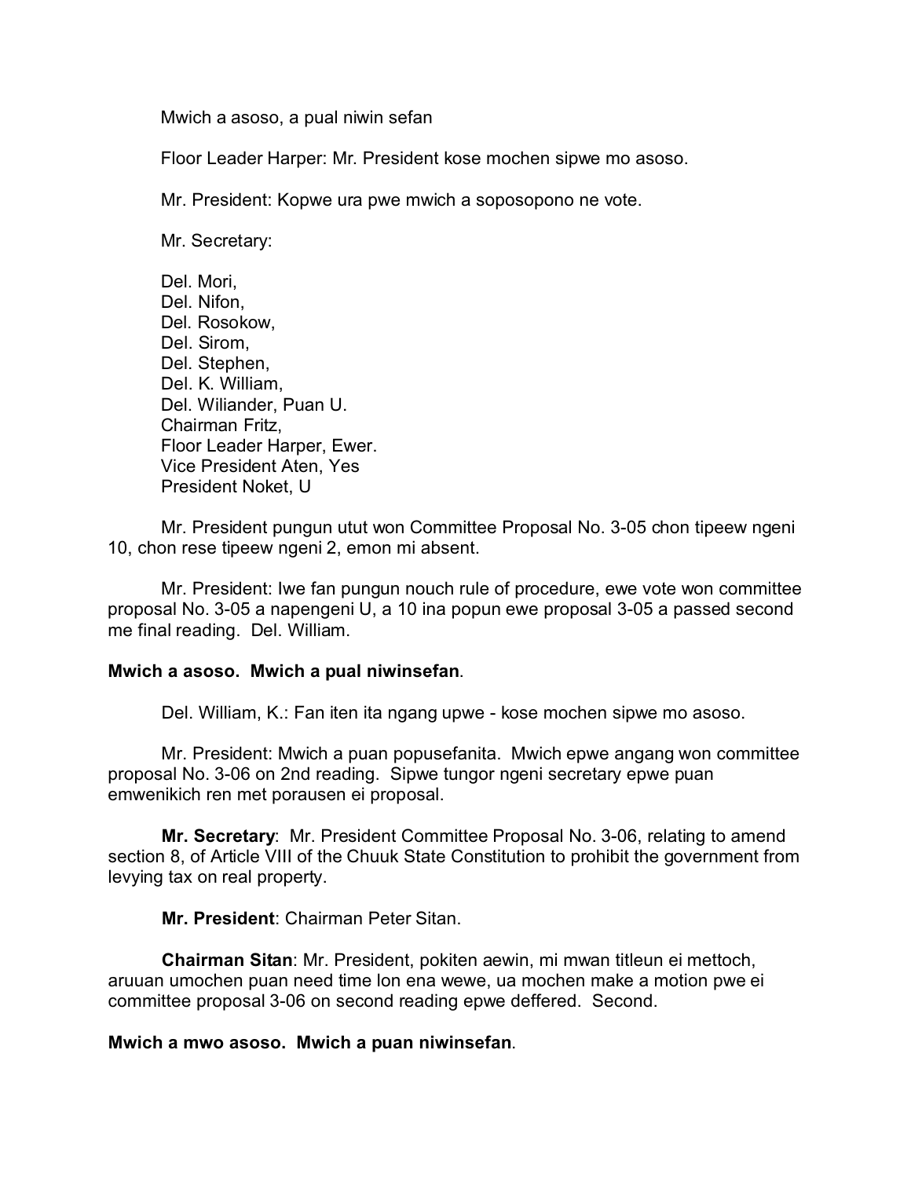Mwich a asoso, a pual niwin sefan

Floor Leader Harper: Mr. President kose mochen sipwe mo asoso.

Mr. President: Kopwe ura pwe mwich a soposopono ne vote.

Mr. Secretary:

Del. Mori,  
Del. Nifon,  
Del. Rosokow,  
Del. Sirom,  
Del. Stephen,  
Del. K. William,  
Del. Wiliander, Puan U.  
Chairman Fritz,  
Floor Leader Harper, Ewer.  
Vice President Aten, Yes  
President Noket, U

Mr. President pungun utut won Committee Proposal No. 3-05 chon tipeew ngeni 10, chon rese tipeew ngeni 2, emon mi absent.

Mr. President: Iwe fan pungun nouch rule of procedure, ewe vote won committee proposal No. 3-05 a napengeni U, a 10 ina popun ewe proposal 3-05 a passed second me final reading. Del. William.

**Mwich a asoso. Mwich a pual niwinsefan**.

Del. William, K.: Fan iten ita ngang upwe - kose mochen sipwe mo asoso.

Mr. President: Mwich a puan popusefanita. Mwich epwe angang won committee proposal No. 3-06 on 2nd reading. Sipwe tungor ngeni secretary epwe puan emwenikich ren met porausen ei proposal.

**Mr. Secretary**: Mr. President Committee Proposal No. 3-06, relating to amend section 8, of Article VIII of the Chuuk State Constitution to prohibit the government from levying tax on real property.

**Mr. President**: Chairman Peter Sitan.

**Chairman Sitan**: Mr. President, pokiten aewin, mi mwan titleun ei mettoch, aruuan umochen puan need time lon ena wewe, ua mochen make a motion pwe ei committee proposal 3-06 on second reading epwe deffered. Second.

**Mwich a mwo asoso. Mwich a puan niwinsefan**.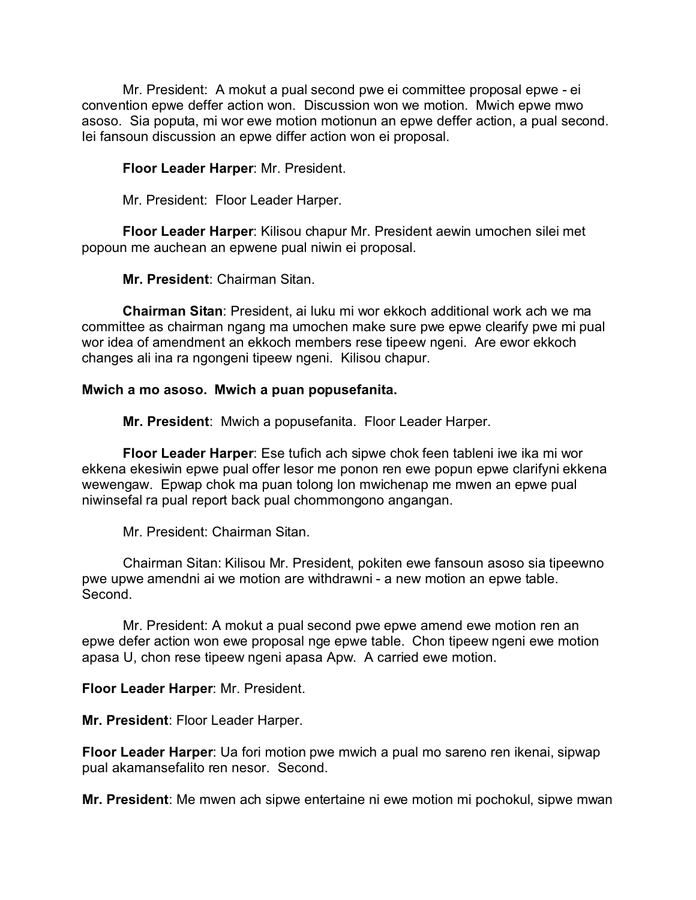Mr. President: A mokut a pual second pwe ei committee proposal epwe - ei convention epwe deffer action won. Discussion won we motion. Mwich epwe mwo asoso. Sia poputa, mi wor ewe motion motionun an epwe deffer action, a pual second. Iei fansoun discussion an epwe differ action won ei proposal.

**Floor Leader Harper**: Mr. President.

Mr. President: Floor Leader Harper.

**Floor Leader Harper**: Kilisou chapur Mr. President aewin umochen silei met popoun me auchean an epwene pual niwin ei proposal.

**Mr. President**: Chairman Sitan.

**Chairman Sitan**: President, ai luku mi wor ekkoch additional work ach we ma committee as chairman ngang ma umochen make sure pwe epwe clearify pwe mi pual wor idea of amendment an ekkoch members rese tipeew ngeni. Are ewor ekkoch changes ali ina ra ngongeni tipeew ngeni. Kilisou chapur.

**Mwich a mo asoso. Mwich a puan popusefanita.**

**Mr. President**: Mwich a popusefanita. Floor Leader Harper.

**Floor Leader Harper**: Ese tufich ach sipwe chok feen tableni iwe ika mi wor ekkena ekesiwin epwe pual offer lesor me ponon ren ewe popun epwe clarifyni ekkena wewengaw. Epwap chok ma puan tolong lon mwichenap me mwen an epwe pual niwinsefal ra pual report back pual chommongono angangan.

Mr. President: Chairman Sitan.

Chairman Sitan: Kilisou Mr. President, pokiten ewe fansoun asoso sia tipeewno pwe upwe amendni ai we motion are withdrawni - a new motion an epwe table. Second.

Mr. President: A mokut a pual second pwe epwe amend ewe motion ren an epwe defer action won ewe proposal nge epwe table. Chon tipeew ngeni ewe motion apasa U, chon rese tipeew ngeni apasa Apw. A carried ewe motion.

**Floor Leader Harper**: Mr. President.

**Mr. President**: Floor Leader Harper.

**Floor Leader Harper**: Ua fori motion pwe mwich a pual mo sareno ren ikenai, sipwap pual akamansefalito ren nesor. Second.

**Mr. President**: Me mwen ach sipwe entertaine ni ewe motion mi pochokul, sipwe mwan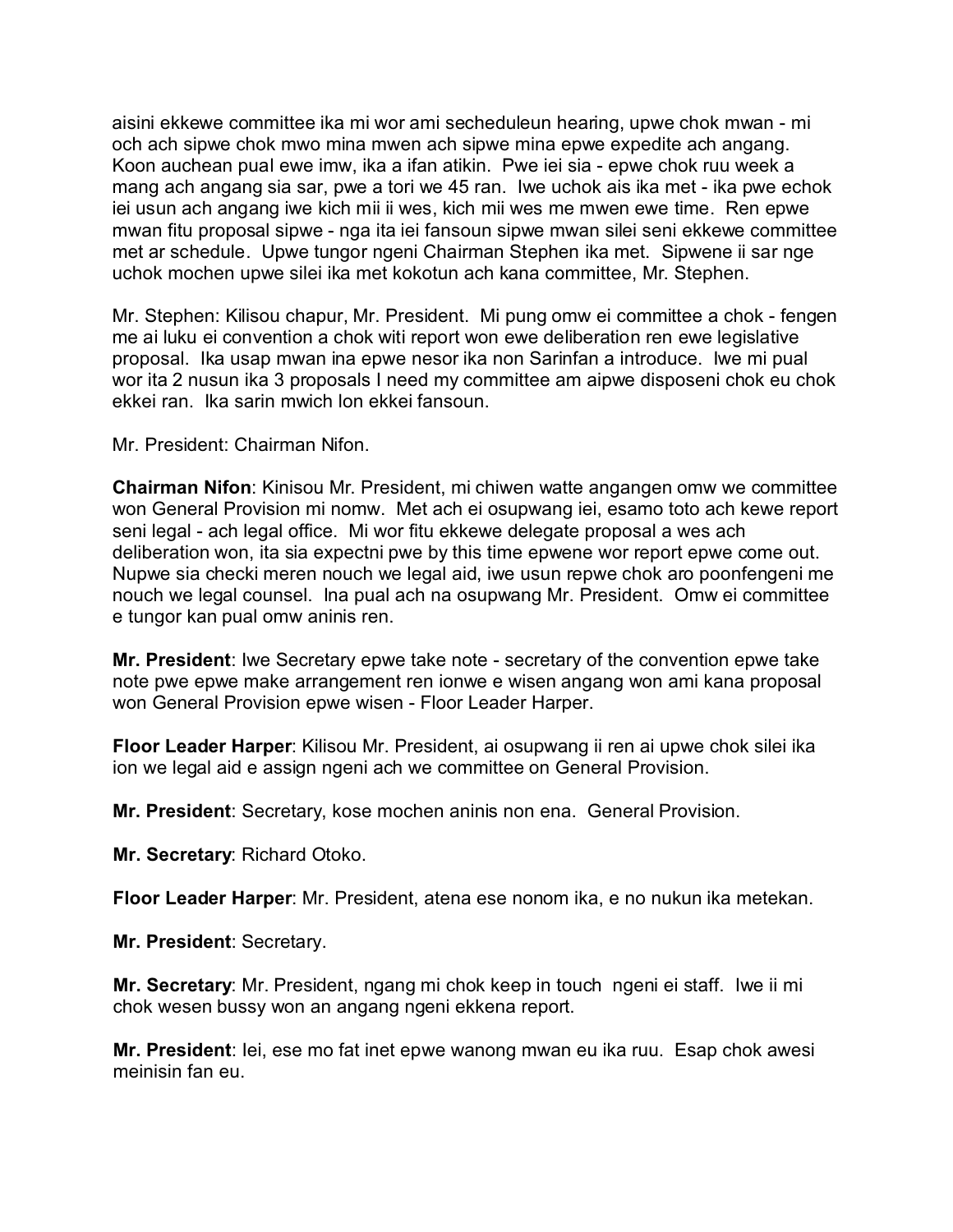aisini ekkewe committee ika mi wor ami secheduleun hearing, upwe chok mwan - mi och ach sipwe chok mwo mina mwen ach sipwe mina epwe expedite ach angang. Koon auchean pual ewe imw, ika a ifan atikin. Pwe iei sia - epwe chok ruu week a mang ach angang sia sar, pwe a tori we 45 ran. Iwe uchok ais ika met - ika pwe echok iei usun ach angang iwe kich mii ii wes, kich mii wes me mwen ewe time. Ren epwe mwan fitu proposal sipwe - nga ita iei fansoun sipwe mwan silei seni ekkewe committee met ar schedule. Upwe tungor ngeni Chairman Stephen ika met. Sipwene ii sar nge uchok mochen upwe silei ika met kokotun ach kana committee, Mr. Stephen.

Mr. Stephen: Kilisou chapur, Mr. President. Mi pung omw ei committee a chok - fengen me ai luku ei convention a chok witi report won ewe deliberation ren ewe legislative proposal. Ika usap mwan ina epwe nesor ika non Sarinfan a introduce. Iwe mi pual wor ita 2 nusun ika 3 proposals I need my committee am aipwe disposeni chok eu chok ekkei ran. Ika sarin mwich lon ekkei fansoun.

Mr. President: Chairman Nifon.

**Chairman Nifon**: Kinisou Mr. President, mi chiwen watte angangen omw we committee won General Provision mi nomw. Met ach ei osupwang iei, esamo toto ach kewe report seni legal - ach legal office. Mi wor fitu ekkewe delegate proposal a wes ach deliberation won, ita sia expectni pwe by this time epwene wor report epwe come out. Nupwe sia checki meren nouch we legal aid, iwe usun repwe chok aro poonfengeni me nouch we legal counsel. Ina pual ach na osupwang Mr. President. Omw ei committee e tungor kan pual omw aninis ren.

**Mr. President**: Iwe Secretary epwe take note - secretary of the convention epwe take note pwe epwe make arrangement ren ionwe e wisen angang won ami kana proposal won General Provision epwe wisen - Floor Leader Harper.

**Floor Leader Harper**: Kilisou Mr. President, ai osupwang ii ren ai upwe chok silei ika ion we legal aid e assign ngeni ach we committee on General Provision.

**Mr. President**: Secretary, kose mochen aninis non ena. General Provision.

**Mr. Secretary**: Richard Otoko.

**Floor Leader Harper**: Mr. President, atena ese nonom ika, e no nukun ika metekan.

**Mr. President**: Secretary.

**Mr. Secretary**: Mr. President, ngang mi chok keep in touch ngeni ei staff. Iwe ii mi chok wesen bussy won an angang ngeni ekkena report.

**Mr. President**: Iei, ese mo fat inet epwe wanong mwan eu ika ruu. Esap chok awesi meinisin fan eu.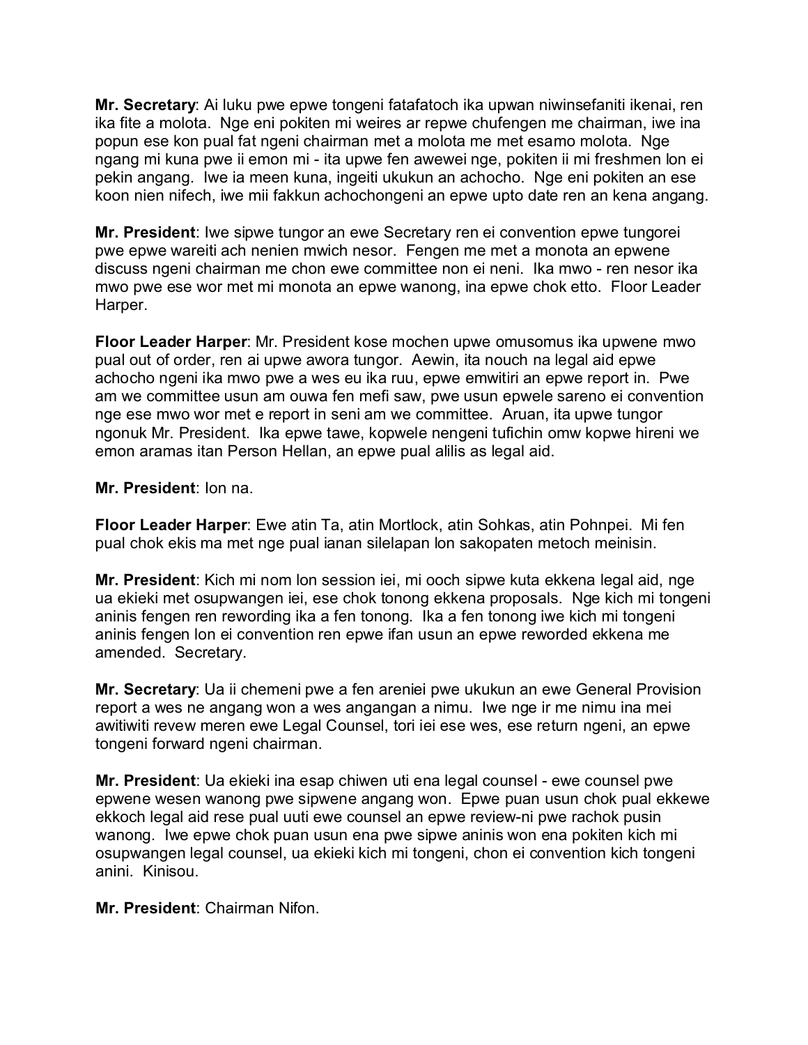**Mr. Secretary**: Ai luku pwe epwe tongeni fatafatoch ika upwan niwinsefaniti ikenai, ren ika fite a molota. Nge eni pokiten mi weires ar repwe chufengen me chairman, iwe ina popun ese kon pual fat ngeni chairman met a molota me met esamo molota. Nge ngang mi kuna pwe ii emon mi - ita upwe fen awewei nge, pokiten ii mi freshmen lon ei pekin angang. Iwe ia meen kuna, ingeiti ukukun an achocho. Nge eni pokiten an ese koon nien nifech, iwe mii fakkun achochongeni an epwe upto date ren an kena angang.

**Mr. President**: Iwe sipwe tungor an ewe Secretary ren ei convention epwe tungorei pwe epwe wareiti ach nenien mwich nesor. Fengen me met a monota an epwene discuss ngeni chairman me chon ewe committee non ei neni. Ika mwo - ren nesor ika mwo pwe ese wor met mi monota an epwe wanong, ina epwe chok etto. Floor Leader Harper.

**Floor Leader Harper**: Mr. President kose mochen upwe omusomus ika upwene mwo pual out of order, ren ai upwe awora tungor. Aewin, ita nouch na legal aid epwe achocho ngeni ika mwo pwe a wes eu ika ruu, epwe emwitiri an epwe report in. Pwe am we committee usun am ouwa fen mefi saw, pwe usun epwele sareno ei convention nge ese mwo wor met e report in seni am we committee. Aruan, ita upwe tungor ngonuk Mr. President. Ika epwe tawe, kopwele nengeni tufichin omw kopwe hireni we emon aramas itan Person Hellan, an epwe pual alilis as legal aid.

**Mr. President**: lon na.

**Floor Leader Harper**: Ewe atin Ta, atin Mortlock, atin Sohkas, atin Pohnpei. Mi fen pual chok ekis ma met nge pual ianan silelapan lon sakopaten metoch meinisin.

**Mr. President**: Kich mi nom lon session iei, mi ooch sipwe kuta ekkena legal aid, nge ua ekieki met osupwangen iei, ese chok tonong ekkena proposals. Nge kich mi tongeni aninis fengen ren rewording ika a fen tonong. Ika a fen tonong iwe kich mi tongeni aninis fengen lon ei convention ren epwe ifan usun an epwe reworded ekkena me amended. Secretary.

**Mr. Secretary**: Ua ii chemeni pwe a fen areniei pwe ukukun an ewe General Provision report a wes ne angang won a wes angangan a nimu. Iwe nge ir me nimu ina mei awitiwiti revew meren ewe Legal Counsel, tori iei ese wes, ese return ngeni, an epwe tongeni forward ngeni chairman.

**Mr. President**: Ua ekieki ina esap chiwen uti ena legal counsel - ewe counsel pwe epwene wesen wanong pwe sipwene angang won. Epwe puan usun chok pual ekkewe ekkoch legal aid rese pual uuti ewe counsel an epwe review-ni pwe rachok pusin wanong. Iwe epwe chok puan usun ena pwe sipwe aninis won ena pokiten kich mi osupwangen legal counsel, ua ekieki kich mi tongeni, chon ei convention kich tongeni anini. Kinisou.

**Mr. President**: Chairman Nifon.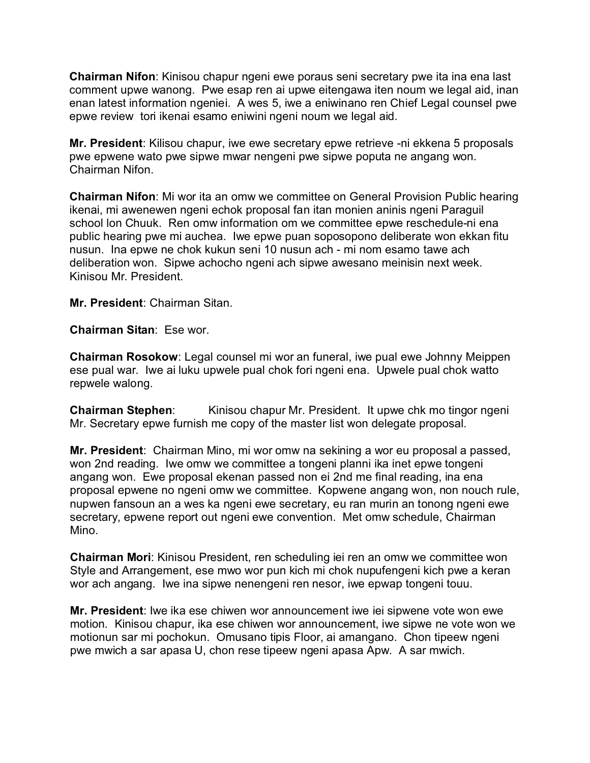**Chairman Nifon**: Kinisou chapur ngeni ewe poraus seni secretary pwe ita ina ena last comment upwe wanong. Pwe esap ren ai upwe eitengawa iten noum we legal aid, inan enan latest information ngeniei. A wes 5, iwe a eniwinano ren Chief Legal counsel pwe epwe review tori ikenai esamo eniwini ngeni noum we legal aid.

**Mr. President**: Kilisou chapur, iwe ewe secretary epwe retrieve -ni ekkena 5 proposals pwe epwene wato pwe sipwe mwar nengeni pwe sipwe poputa ne angang won. Chairman Nifon.

**Chairman Nifon**: Mi wor ita an omw we committee on General Provision Public hearing ikenai, mi awenewen ngeni echok proposal fan itan monien aninis ngeni Paraguil school lon Chuuk. Ren omw information om we committee epwe reschedule-ni ena public hearing pwe mi auchea. Iwe epwe puan soposopono deliberate won ekkan fitu nusun. Ina epwe ne chok kukun seni 10 nusun ach - mi nom esamo tawe ach deliberation won. Sipwe achocho ngeni ach sipwe awesano meinisin next week. Kinisou Mr. President.

**Mr. President**: Chairman Sitan.

**Chairman Sitan**: Ese wor.

**Chairman Rosokow**: Legal counsel mi wor an funeral, iwe pual ewe Johnny Meippen ese pual war. Iwe ai luku upwele pual chok fori ngeni ena. Upwele pual chok watto repwele walong.

**Chairman Stephen**: Kinisou chapur Mr. President. It upwe chk mo tingor ngeni Mr. Secretary epwe furnish me copy of the master list won delegate proposal.

**Mr. President**: Chairman Mino, mi wor omw na sekining a wor eu proposal a passed, won 2nd reading. Iwe omw we committee a tongeni planni ika inet epwe tongeni angang won. Ewe proposal ekenan passed non ei 2nd me final reading, ina ena proposal epwene no ngeni omw we committee. Kopwene angang won, non nouch rule, nupwen fansoun an a wes ka ngeni ewe secretary, eu ran murin an tonong ngeni ewe secretary, epwene report out ngeni ewe convention. Met omw schedule, Chairman Mino.

**Chairman Mori**: Kinisou President, ren scheduling iei ren an omw we committee won Style and Arrangement, ese mwo wor pun kich mi chok nupufengeni kich pwe a keran wor ach angang. Iwe ina sipwe nenengeni ren nesor, iwe epwap tongeni touu.

**Mr. President**: Iwe ika ese chiwen wor announcement iwe iei sipwene vote won ewe motion. Kinisou chapur, ika ese chiwen wor announcement, iwe sipwe ne vote won we motionun sar mi pochokun. Omusano tipis Floor, ai amangano. Chon tipeew ngeni pwe mwich a sar apasa U, chon rese tipeew ngeni apasa Apw. A sar mwich.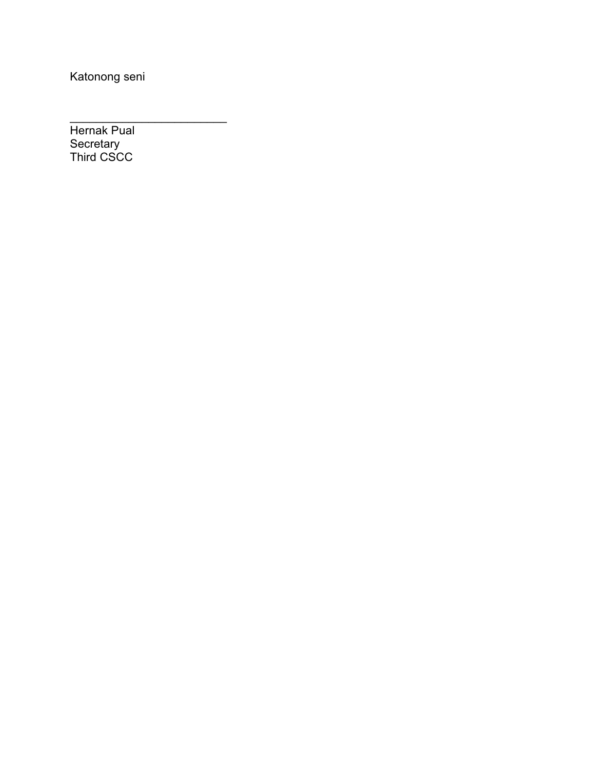Katonong seni

\_\_\_\_\_\_\_\_\_\_\_\_\_\_\_\_\_\_\_\_\_\_\_\_\_\_

Hernak Pual
Secretary
Third CSCC